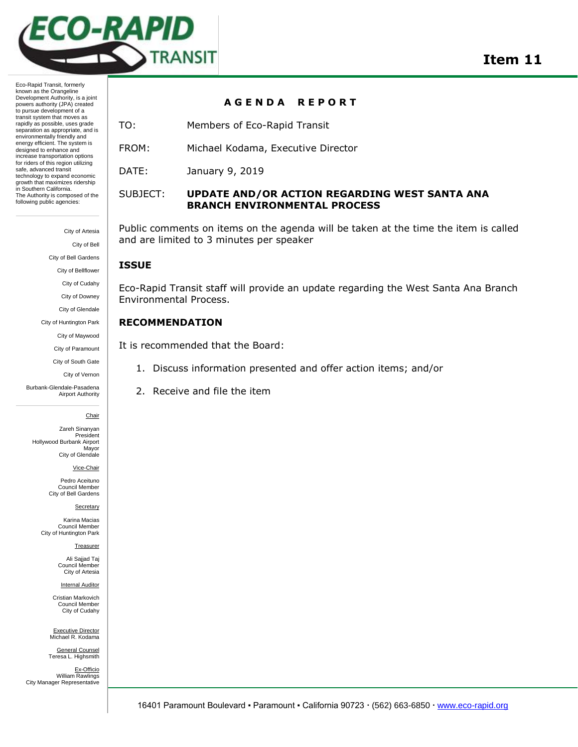ECO-RAPID TRANSIT

# Item 11

Eco-Rapid Transit, formerly known as the Orangeline Development Authority, is a joint powers authority (JPA) created to pursue development of a transit system that moves as rapidly as possible, uses grade separation as appropriate, and is environmentally friendly and energy efficient. The system is designed to enhance and increase transportation options for riders of this region utilizing safe, advanced transit technology to expand economic growth that maximizes ridership in Southern California. The Authority is composed of the following public agencies:

City of Artesia
City of Bell
City of Bell Gardens
City of Bellflower
City of Cudahy
City of Downey
City of Glendale
City of Huntington Park
City of Maywood
City of Paramount
City of South Gate
City of Vernon
Burbank-Glendale-Pasadena Airport Authority

Chair
Zareh Sinanyan
President
Hollywood Burbank Airport
Mayor
City of Glendale

Vice-Chair
Pedro Aceituno
Council Member
City of Bell Gardens

Secretary
Karina Macias
Council Member
City of Huntington Park

Treasurer
Ali Sajjad Taj
Council Member
City of Artesia

Internal Auditor
Cristian Markovich
Council Member
City of Cudahy

Executive Director
Michael R. Kodama

General Counsel
Teresa L. Highsmith

Ex-Officio
William Rawlings
City Manager Representative

## AGENDA REPORT

TO: Members of Eco-Rapid Transit

FROM: Michael Kodama, Executive Director

DATE: January 9, 2019

SUBJECT: **UPDATE AND/OR ACTION REGARDING WEST SANTA ANA BRANCH ENVIRONMENTAL PROCESS**

Public comments on items on the agenda will be taken at the time the item is called and are limited to 3 minutes per speaker

### ISSUE

Eco-Rapid Transit staff will provide an update regarding the West Santa Ana Branch Environmental Process.

### RECOMMENDATION

It is recommended that the Board:

1. Discuss information presented and offer action items; and/or
2. Receive and file the item

16401 Paramount Boulevard ▪ Paramount ▪ California 90723 · (562) 663-6850 · www.eco-rapid.org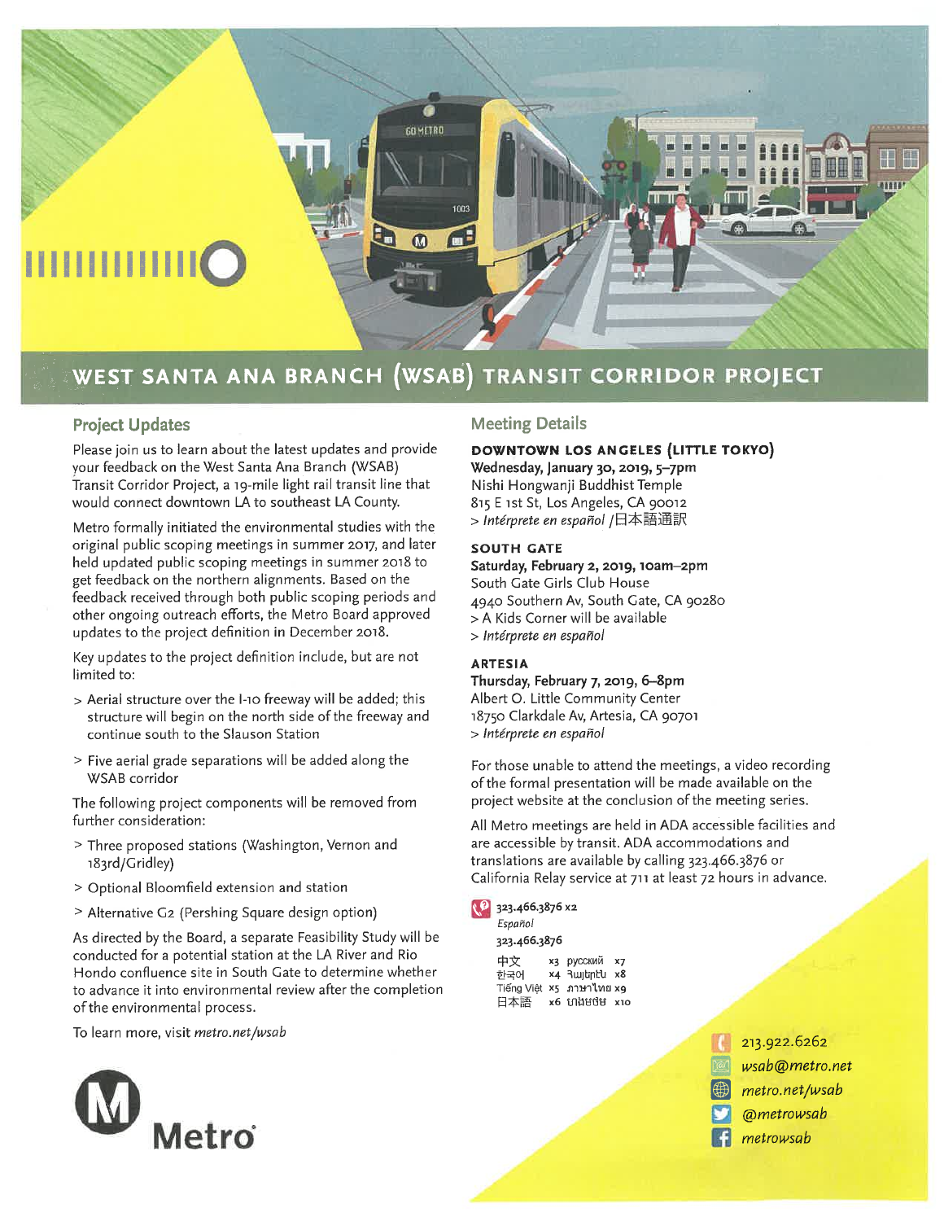# WEST SANTA ANA BRANCH (WSAB) TRANSIT CORRIDOR PROJECT

## Project Updates

Please join us to learn about the latest updates and provide your feedback on the West Santa Ana Branch (WSAB) Transit Corridor Project, a 19-mile light rail transit line that would connect downtown LA to southeast LA County.

Metro formally initiated the environmental studies with the original public scoping meetings in summer 2017, and later held updated public scoping meetings in summer 2018 to get feedback on the northern alignments. Based on the feedback received through both public scoping periods and other ongoing outreach efforts, the Metro Board approved updates to the project definition in December 2018.

Key updates to the project definition include, but are not limited to:

> Aerial structure over the I-10 freeway will be added; this structure will begin on the north side of the freeway and continue south to the Slauson Station

> Five aerial grade separations will be added along the WSAB corridor

The following project components will be removed from further consideration:

> Three proposed stations (Washington, Vernon and 183rd/Gridley)

> Optional Bloomfield extension and station

> Alternative G2 (Pershing Square design option)

As directed by the Board, a separate Feasibility Study will be conducted for a potential station at the LA River and Rio Hondo confluence site in South Gate to determine whether to advance it into environmental review after the completion of the environmental process.

To learn more, visit *metro.net/wsab*

## Meeting Details

**DOWNTOWN LOS ANGELES (LITTLE TOKYO)**
**Wednesday, January 30, 2019, 5–7pm**
Nishi Hongwanji Buddhist Temple
815 E 1st St, Los Angeles, CA 90012
> *Intérprete en español* /日本語通訳

**SOUTH GATE**
**Saturday, February 2, 2019, 10am–2pm**
South Gate Girls Club House
4940 Southern Av, South Gate, CA 90280
> A Kids Corner will be available
> *Intérprete en español*

**ARTESIA**
**Thursday, February 7, 2019, 6–8pm**
Albert O. Little Community Center
18750 Clarkdale Av, Artesia, CA 90701
> *Intérprete en español*

For those unable to attend the meetings, a video recording of the formal presentation will be made available on the project website at the conclusion of the meeting series.

All Metro meetings are held in ADA accessible facilities and are accessible by transit. ADA accommodations and translations are available by calling 323.466.3876 or California Relay service at 711 at least 72 hours in advance.

323.466.3876 x2
*Español*
323.466.3876

| | | | |
|---|---|---|---|
| 中文 | x3 | русский | x7 |
| 한국어 | x4 | Յայերէն | x8 |
| Tiếng Việt | x5 | ภาษาไทย | x9 |
| 日本語 | x6 | ឧបសម្ព័ន្ធ | x10 |

213.922.6262
*wsab@metro.net*
*metro.net/wsab*
*@metrowsab*
*metrowsab*

Metro